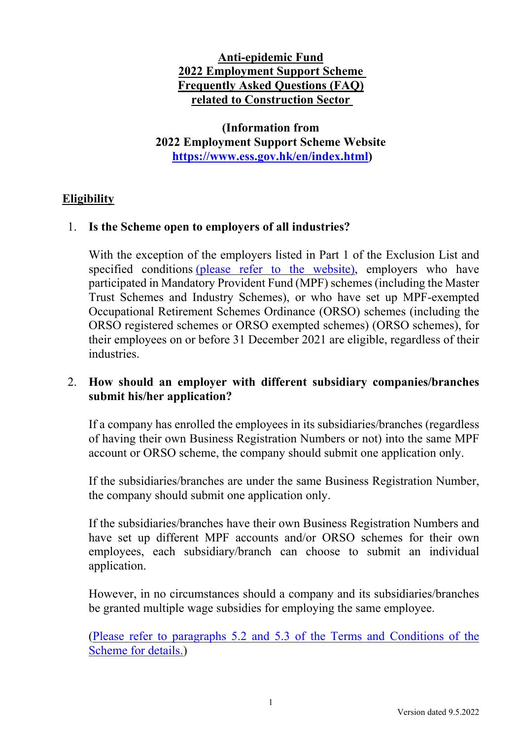# Anti-epidemic Fund
# 2022 Employment Support Scheme
# Frequently Asked Questions (FAQ)
# related to Construction Sector

**(Information from**
**2022 Employment Support Scheme Website**
**https://www.ess.gov.hk/en/index.html)**

## Eligibility

1. **Is the Scheme open to employers of all industries?**

   With the exception of the employers listed in Part 1 of the Exclusion List and specified conditions (please refer to the website), employers who have participated in Mandatory Provident Fund (MPF) schemes (including the Master Trust Schemes and Industry Schemes), or who have set up MPF-exempted Occupational Retirement Schemes Ordinance (ORSO) schemes (including the ORSO registered schemes or ORSO exempted schemes) (ORSO schemes), for their employees on or before 31 December 2021 are eligible, regardless of their industries.

2. **How should an employer with different subsidiary companies/branches submit his/her application?**

   If a company has enrolled the employees in its subsidiaries/branches (regardless of having their own Business Registration Numbers or not) into the same MPF account or ORSO scheme, the company should submit one application only.

   If the subsidiaries/branches are under the same Business Registration Number, the company should submit one application only.

   If the subsidiaries/branches have their own Business Registration Numbers and have set up different MPF accounts and/or ORSO schemes for their own employees, each subsidiary/branch can choose to submit an individual application.

   However, in no circumstances should a company and its subsidiaries/branches be granted multiple wage subsidies for employing the same employee.

   (Please refer to paragraphs 5.2 and 5.3 of the Terms and Conditions of the Scheme for details.)

Version dated 9.5.2022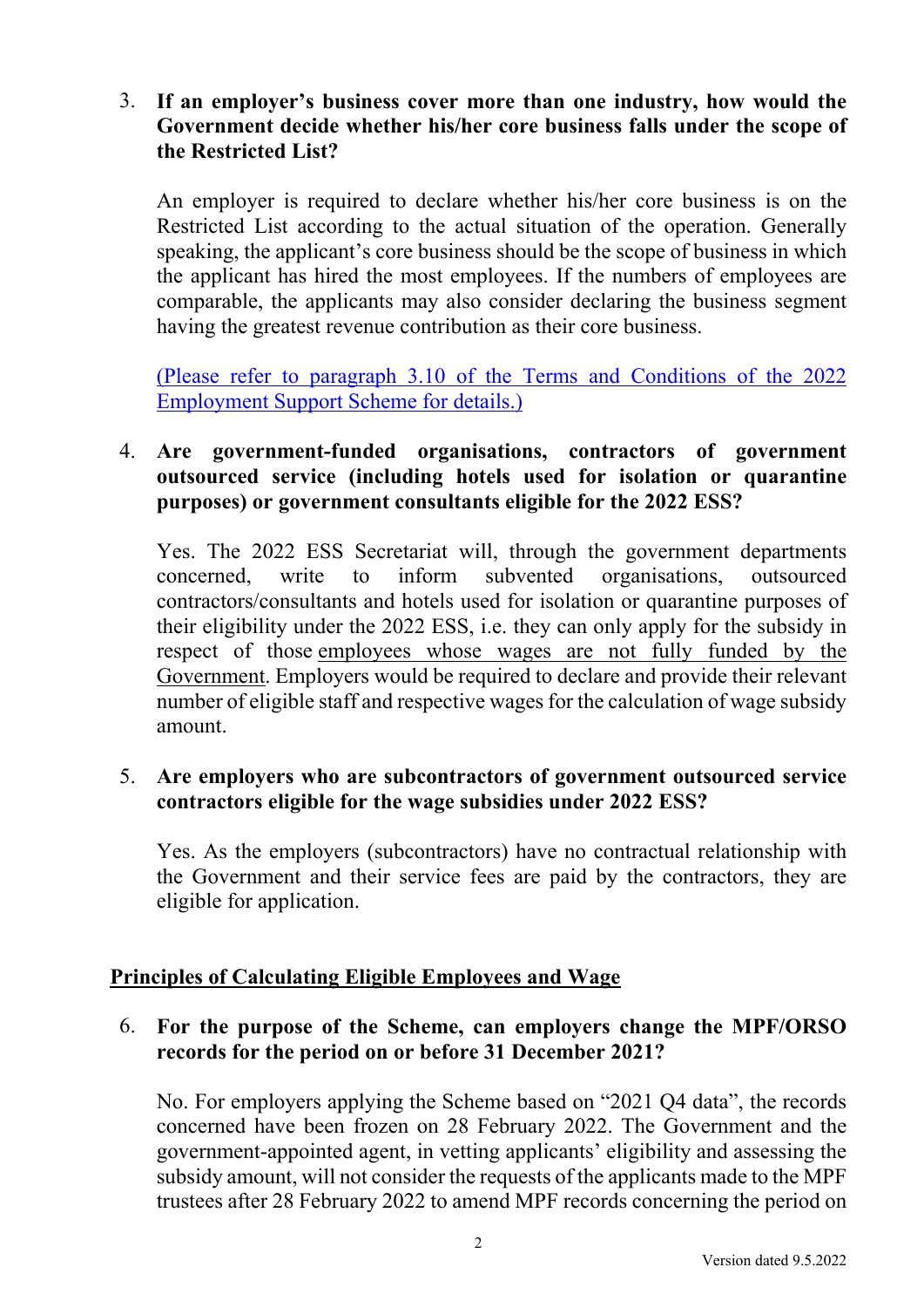3. **If an employer's business cover more than one industry, how would the Government decide whether his/her core business falls under the scope of the Restricted List?**

   An employer is required to declare whether his/her core business is on the Restricted List according to the actual situation of the operation. Generally speaking, the applicant's core business should be the scope of business in which the applicant has hired the most employees. If the numbers of employees are comparable, the applicants may also consider declaring the business segment having the greatest revenue contribution as their core business.

   (Please refer to paragraph 3.10 of the Terms and Conditions of the 2022 Employment Support Scheme for details.)

4. **Are government-funded organisations, contractors of government outsourced service (including hotels used for isolation or quarantine purposes) or government consultants eligible for the 2022 ESS?**

   Yes. The 2022 ESS Secretariat will, through the government departments concerned, write to inform subvented organisations, outsourced contractors/consultants and hotels used for isolation or quarantine purposes of their eligibility under the 2022 ESS, i.e. they can only apply for the subsidy in respect of those employees whose wages are not fully funded by the Government. Employers would be required to declare and provide their relevant number of eligible staff and respective wages for the calculation of wage subsidy amount.

5. **Are employers who are subcontractors of government outsourced service contractors eligible for the wage subsidies under 2022 ESS?**

   Yes. As the employers (subcontractors) have no contractual relationship with the Government and their service fees are paid by the contractors, they are eligible for application.

## Principles of Calculating Eligible Employees and Wage

6. **For the purpose of the Scheme, can employers change the MPF/ORSO records for the period on or before 31 December 2021?**

   No. For employers applying the Scheme based on "2021 Q4 data", the records concerned have been frozen on 28 February 2022. The Government and the government-appointed agent, in vetting applicants' eligibility and assessing the subsidy amount, will not consider the requests of the applicants made to the MPF trustees after 28 February 2022 to amend MPF records concerning the period on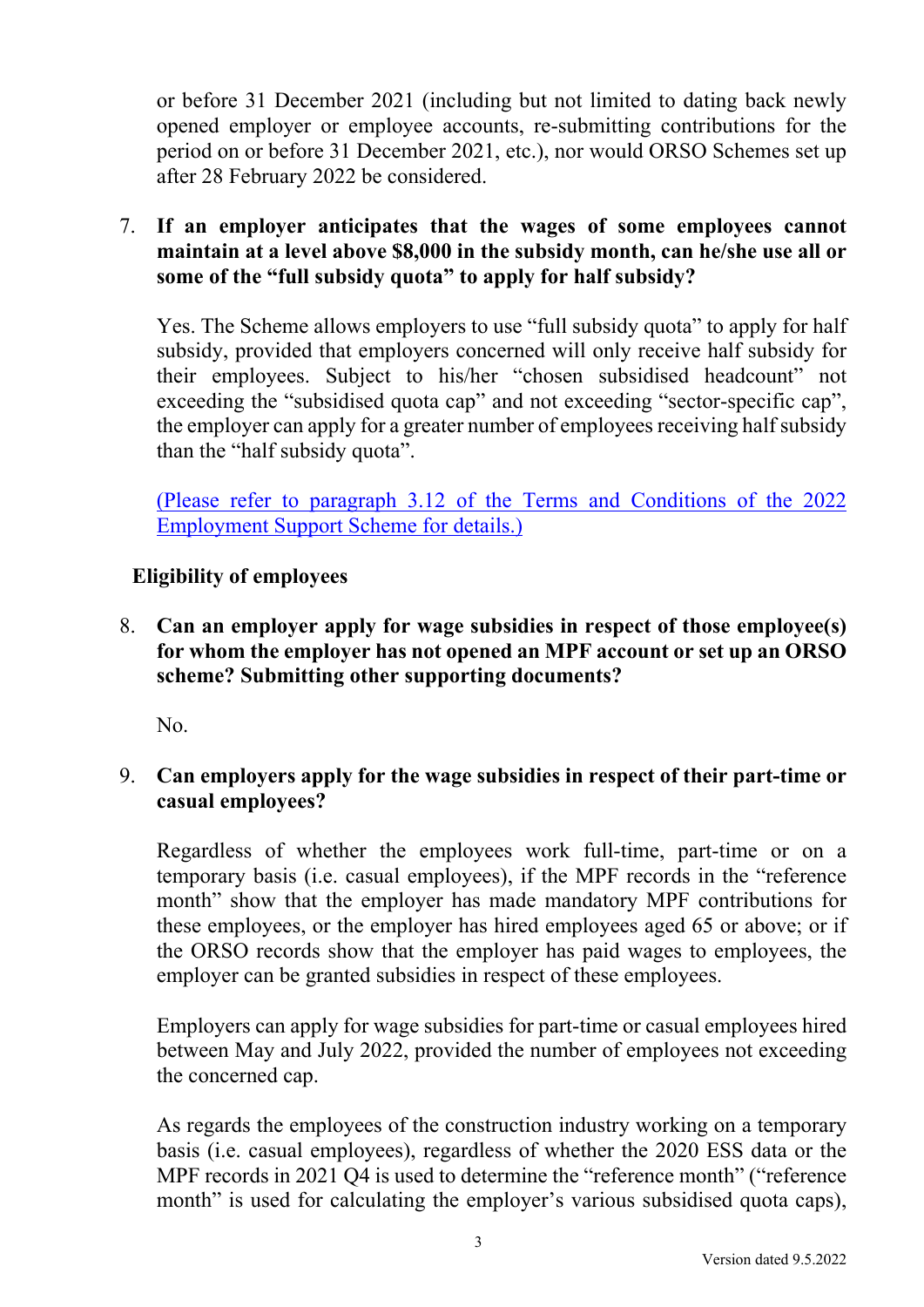or before 31 December 2021 (including but not limited to dating back newly opened employer or employee accounts, re-submitting contributions for the period on or before 31 December 2021, etc.), nor would ORSO Schemes set up after 28 February 2022 be considered.

7. **If an employer anticipates that the wages of some employees cannot maintain at a level above $8,000 in the subsidy month, can he/she use all or some of the "full subsidy quota" to apply for half subsidy?**

   Yes. The Scheme allows employers to use "full subsidy quota" to apply for half subsidy, provided that employers concerned will only receive half subsidy for their employees. Subject to his/her "chosen subsidised headcount" not exceeding the "subsidised quota cap" and not exceeding "sector-specific cap", the employer can apply for a greater number of employees receiving half subsidy than the "half subsidy quota".

   (Please refer to paragraph 3.12 of the Terms and Conditions of the 2022 Employment Support Scheme for details.)

**Eligibility of employees**

8. **Can an employer apply for wage subsidies in respect of those employee(s) for whom the employer has not opened an MPF account or set up an ORSO scheme? Submitting other supporting documents?**

   No.

9. **Can employers apply for the wage subsidies in respect of their part-time or casual employees?**

   Regardless of whether the employees work full-time, part-time or on a temporary basis (i.e. casual employees), if the MPF records in the "reference month" show that the employer has made mandatory MPF contributions for these employees, or the employer has hired employees aged 65 or above; or if the ORSO records show that the employer has paid wages to employees, the employer can be granted subsidies in respect of these employees.

   Employers can apply for wage subsidies for part-time or casual employees hired between May and July 2022, provided the number of employees not exceeding the concerned cap.

   As regards the employees of the construction industry working on a temporary basis (i.e. casual employees), regardless of whether the 2020 ESS data or the MPF records in 2021 Q4 is used to determine the "reference month" ("reference month" is used for calculating the employer's various subsidised quota caps),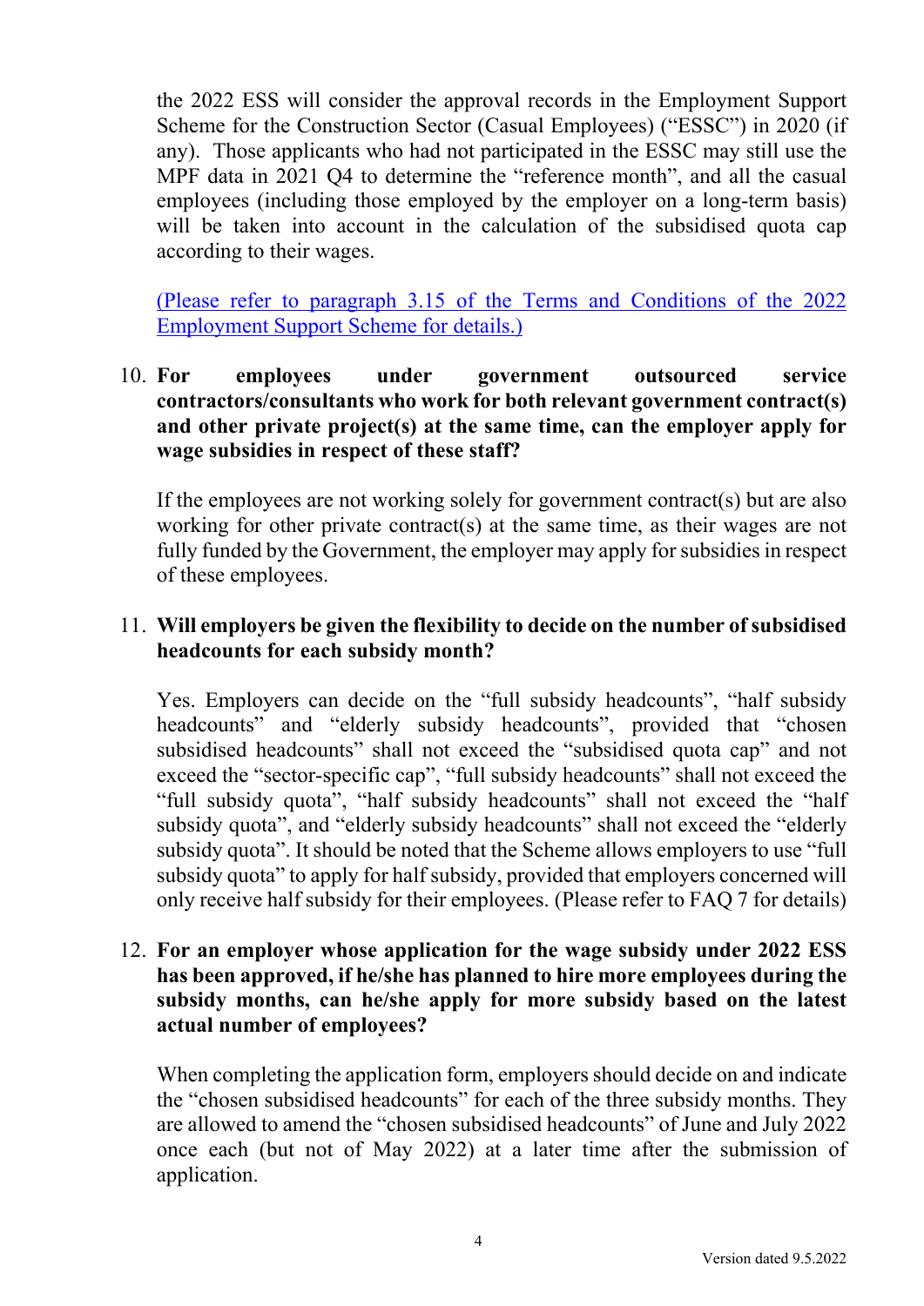the 2022 ESS will consider the approval records in the Employment Support Scheme for the Construction Sector (Casual Employees) ("ESSC") in 2020 (if any). Those applicants who had not participated in the ESSC may still use the MPF data in 2021 Q4 to determine the "reference month", and all the casual employees (including those employed by the employer on a long-term basis) will be taken into account in the calculation of the subsidised quota cap according to their wages.

(Please refer to paragraph 3.15 of the Terms and Conditions of the 2022 Employment Support Scheme for details.)

10. **For employees under government outsourced service contractors/consultants who work for both relevant government contract(s) and other private project(s) at the same time, can the employer apply for wage subsidies in respect of these staff?**

    If the employees are not working solely for government contract(s) but are also working for other private contract(s) at the same time, as their wages are not fully funded by the Government, the employer may apply for subsidies in respect of these employees.

11. **Will employers be given the flexibility to decide on the number of subsidised headcounts for each subsidy month?**

    Yes. Employers can decide on the "full subsidy headcounts", "half subsidy headcounts" and "elderly subsidy headcounts", provided that "chosen subsidised headcounts" shall not exceed the "subsidised quota cap" and not exceed the "sector-specific cap", "full subsidy headcounts" shall not exceed the "full subsidy quota", "half subsidy headcounts" shall not exceed the "half subsidy quota", and "elderly subsidy headcounts" shall not exceed the "elderly subsidy quota". It should be noted that the Scheme allows employers to use "full subsidy quota" to apply for half subsidy, provided that employers concerned will only receive half subsidy for their employees. (Please refer to FAQ 7 for details)

12. **For an employer whose application for the wage subsidy under 2022 ESS has been approved, if he/she has planned to hire more employees during the subsidy months, can he/she apply for more subsidy based on the latest actual number of employees?**

    When completing the application form, employers should decide on and indicate the "chosen subsidised headcounts" for each of the three subsidy months. They are allowed to amend the "chosen subsidised headcounts" of June and July 2022 once each (but not of May 2022) at a later time after the submission of application.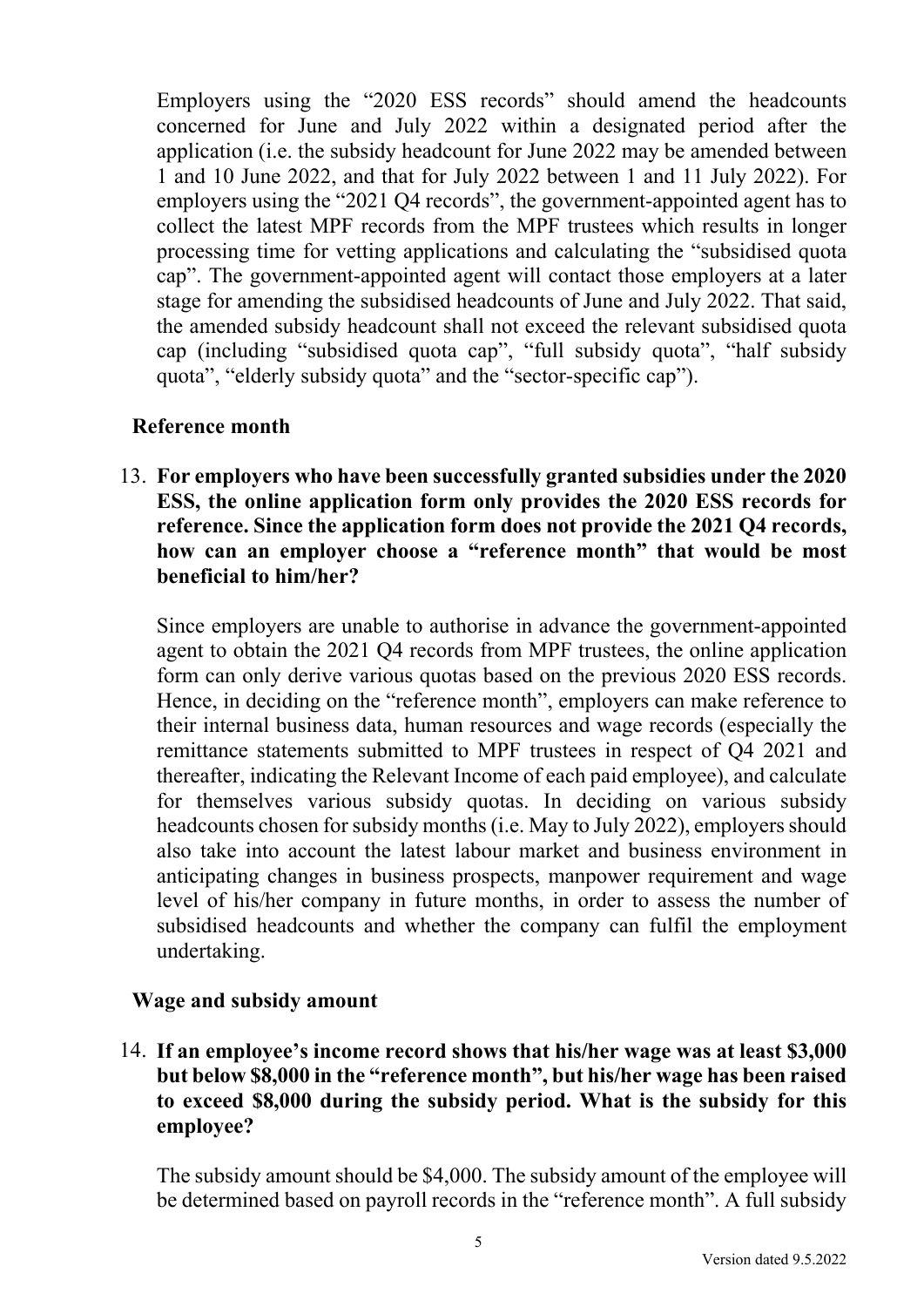Employers using the "2020 ESS records" should amend the headcounts concerned for June and July 2022 within a designated period after the application (i.e. the subsidy headcount for June 2022 may be amended between 1 and 10 June 2022, and that for July 2022 between 1 and 11 July 2022). For employers using the "2021 Q4 records", the government-appointed agent has to collect the latest MPF records from the MPF trustees which results in longer processing time for vetting applications and calculating the "subsidised quota cap". The government-appointed agent will contact those employers at a later stage for amending the subsidised headcounts of June and July 2022. That said, the amended subsidy headcount shall not exceed the relevant subsidised quota cap (including "subsidised quota cap", "full subsidy quota", "half subsidy quota", "elderly subsidy quota" and the "sector-specific cap").

### Reference month

13. **For employers who have been successfully granted subsidies under the 2020 ESS, the online application form only provides the 2020 ESS records for reference. Since the application form does not provide the 2021 Q4 records, how can an employer choose a "reference month" that would be most beneficial to him/her?**

    Since employers are unable to authorise in advance the government-appointed agent to obtain the 2021 Q4 records from MPF trustees, the online application form can only derive various quotas based on the previous 2020 ESS records. Hence, in deciding on the "reference month", employers can make reference to their internal business data, human resources and wage records (especially the remittance statements submitted to MPF trustees in respect of Q4 2021 and thereafter, indicating the Relevant Income of each paid employee), and calculate for themselves various subsidy quotas. In deciding on various subsidy headcounts chosen for subsidy months (i.e. May to July 2022), employers should also take into account the latest labour market and business environment in anticipating changes in business prospects, manpower requirement and wage level of his/her company in future months, in order to assess the number of subsidised headcounts and whether the company can fulfil the employment undertaking.

### Wage and subsidy amount

14. **If an employee's income record shows that his/her wage was at least $3,000 but below $8,000 in the "reference month", but his/her wage has been raised to exceed $8,000 during the subsidy period. What is the subsidy for this employee?**

    The subsidy amount should be $4,000. The subsidy amount of the employee will be determined based on payroll records in the "reference month". A full subsidy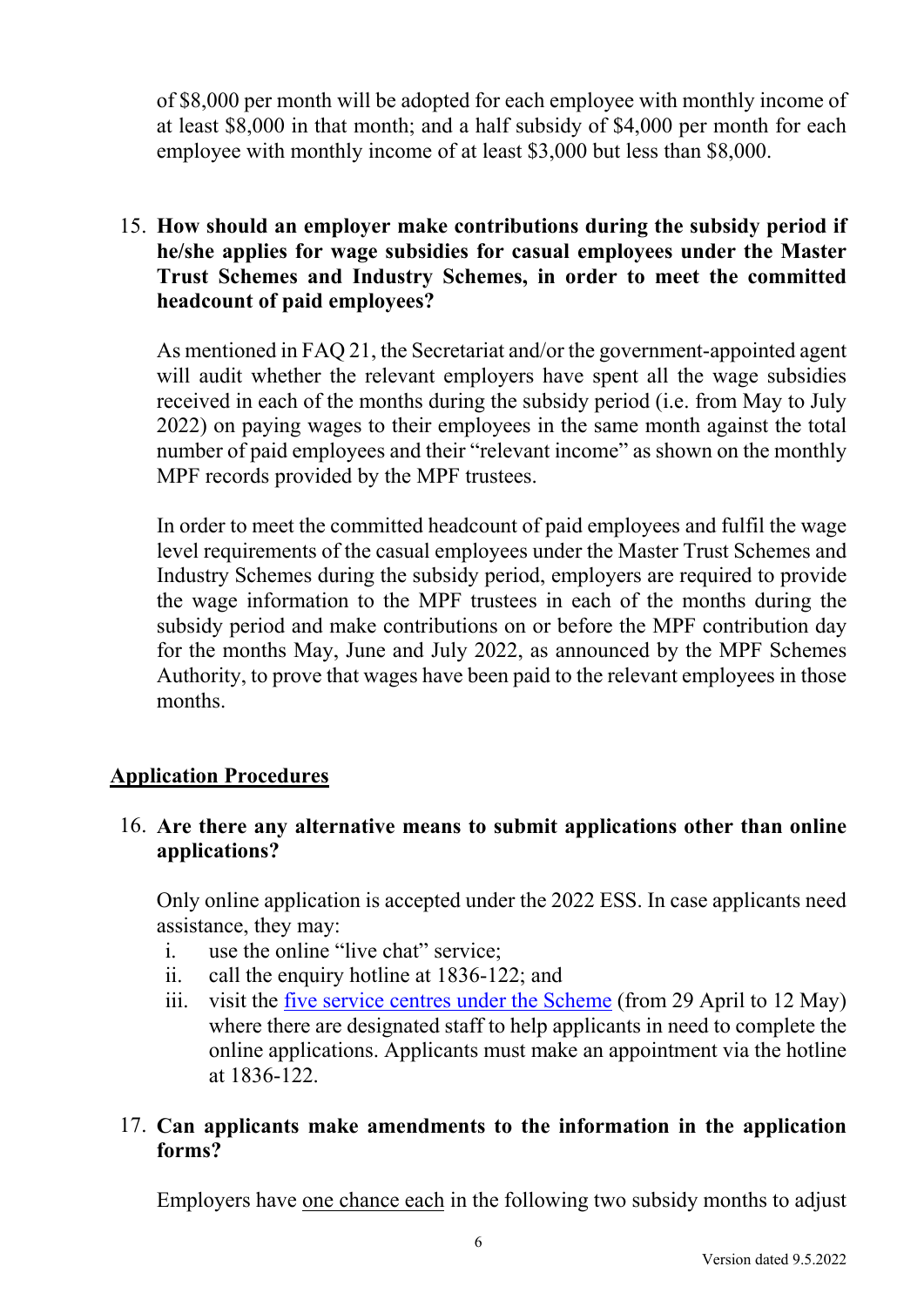of $8,000 per month will be adopted for each employee with monthly income of at least $8,000 in that month; and a half subsidy of $4,000 per month for each employee with monthly income of at least $3,000 but less than $8,000.

15. **How should an employer make contributions during the subsidy period if he/she applies for wage subsidies for casual employees under the Master Trust Schemes and Industry Schemes, in order to meet the committed headcount of paid employees?**

    As mentioned in FAQ 21, the Secretariat and/or the government-appointed agent will audit whether the relevant employers have spent all the wage subsidies received in each of the months during the subsidy period (i.e. from May to July 2022) on paying wages to their employees in the same month against the total number of paid employees and their "relevant income" as shown on the monthly MPF records provided by the MPF trustees.

    In order to meet the committed headcount of paid employees and fulfil the wage level requirements of the casual employees under the Master Trust Schemes and Industry Schemes during the subsidy period, employers are required to provide the wage information to the MPF trustees in each of the months during the subsidy period and make contributions on or before the MPF contribution day for the months May, June and July 2022, as announced by the MPF Schemes Authority, to prove that wages have been paid to the relevant employees in those months.

## Application Procedures

16. **Are there any alternative means to submit applications other than online applications?**

    Only online application is accepted under the 2022 ESS. In case applicants need assistance, they may:

    i. use the online "live chat" service;
    ii. call the enquiry hotline at 1836-122; and
    iii. visit the five service centres under the Scheme (from 29 April to 12 May) where there are designated staff to help applicants in need to complete the online applications. Applicants must make an appointment via the hotline at 1836-122.

17. **Can applicants make amendments to the information in the application forms?**

    Employers have one chance each in the following two subsidy months to adjust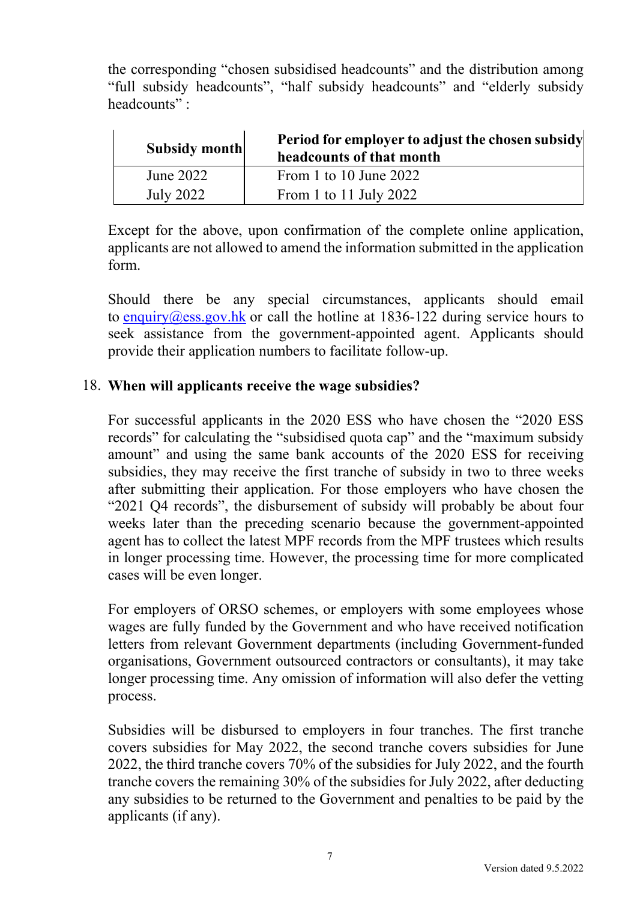the corresponding "chosen subsidised headcounts" and the distribution among "full subsidy headcounts", "half subsidy headcounts" and "elderly subsidy headcounts" :

| Subsidy month | Period for employer to adjust the chosen subsidy headcounts of that month |
|---|---|
| June 2022 | From 1 to 10 June 2022 |
| July 2022 | From 1 to 11 July 2022 |

Except for the above, upon confirmation of the complete online application, applicants are not allowed to amend the information submitted in the application form.

Should there be any special circumstances, applicants should email to enquiry@ess.gov.hk or call the hotline at 1836-122 during service hours to seek assistance from the government-appointed agent. Applicants should provide their application numbers to facilitate follow-up.

18. **When will applicants receive the wage subsidies?**

For successful applicants in the 2020 ESS who have chosen the "2020 ESS records" for calculating the "subsidised quota cap" and the "maximum subsidy amount" and using the same bank accounts of the 2020 ESS for receiving subsidies, they may receive the first tranche of subsidy in two to three weeks after submitting their application. For those employers who have chosen the "2021 Q4 records", the disbursement of subsidy will probably be about four weeks later than the preceding scenario because the government-appointed agent has to collect the latest MPF records from the MPF trustees which results in longer processing time. However, the processing time for more complicated cases will be even longer.

For employers of ORSO schemes, or employers with some employees whose wages are fully funded by the Government and who have received notification letters from relevant Government departments (including Government-funded organisations, Government outsourced contractors or consultants), it may take longer processing time. Any omission of information will also defer the vetting process.

Subsidies will be disbursed to employers in four tranches. The first tranche covers subsidies for May 2022, the second tranche covers subsidies for June 2022, the third tranche covers 70% of the subsidies for July 2022, and the fourth tranche covers the remaining 30% of the subsidies for July 2022, after deducting any subsidies to be returned to the Government and penalties to be paid by the applicants (if any).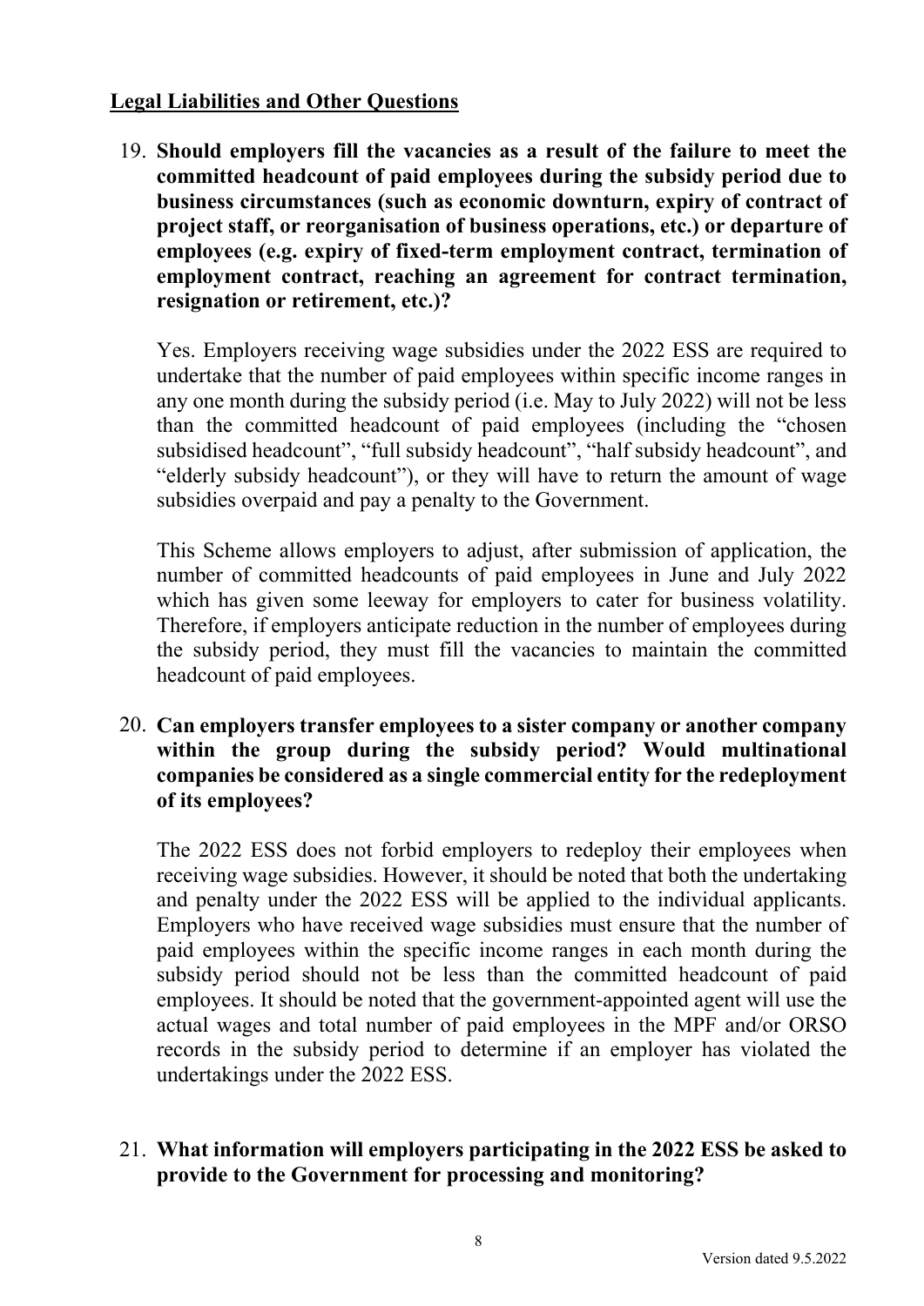## Legal Liabilities and Other Questions

19. **Should employers fill the vacancies as a result of the failure to meet the committed headcount of paid employees during the subsidy period due to business circumstances (such as economic downturn, expiry of contract of project staff, or reorganisation of business operations, etc.) or departure of employees (e.g. expiry of fixed-term employment contract, termination of employment contract, reaching an agreement for contract termination, resignation or retirement, etc.)?**

    Yes. Employers receiving wage subsidies under the 2022 ESS are required to undertake that the number of paid employees within specific income ranges in any one month during the subsidy period (i.e. May to July 2022) will not be less than the committed headcount of paid employees (including the "chosen subsidised headcount", "full subsidy headcount", "half subsidy headcount", and "elderly subsidy headcount"), or they will have to return the amount of wage subsidies overpaid and pay a penalty to the Government.

    This Scheme allows employers to adjust, after submission of application, the number of committed headcounts of paid employees in June and July 2022 which has given some leeway for employers to cater for business volatility. Therefore, if employers anticipate reduction in the number of employees during the subsidy period, they must fill the vacancies to maintain the committed headcount of paid employees.

20. **Can employers transfer employees to a sister company or another company within the group during the subsidy period? Would multinational companies be considered as a single commercial entity for the redeployment of its employees?**

    The 2022 ESS does not forbid employers to redeploy their employees when receiving wage subsidies. However, it should be noted that both the undertaking and penalty under the 2022 ESS will be applied to the individual applicants. Employers who have received wage subsidies must ensure that the number of paid employees within the specific income ranges in each month during the subsidy period should not be less than the committed headcount of paid employees. It should be noted that the government-appointed agent will use the actual wages and total number of paid employees in the MPF and/or ORSO records in the subsidy period to determine if an employer has violated the undertakings under the 2022 ESS.

21. **What information will employers participating in the 2022 ESS be asked to provide to the Government for processing and monitoring?**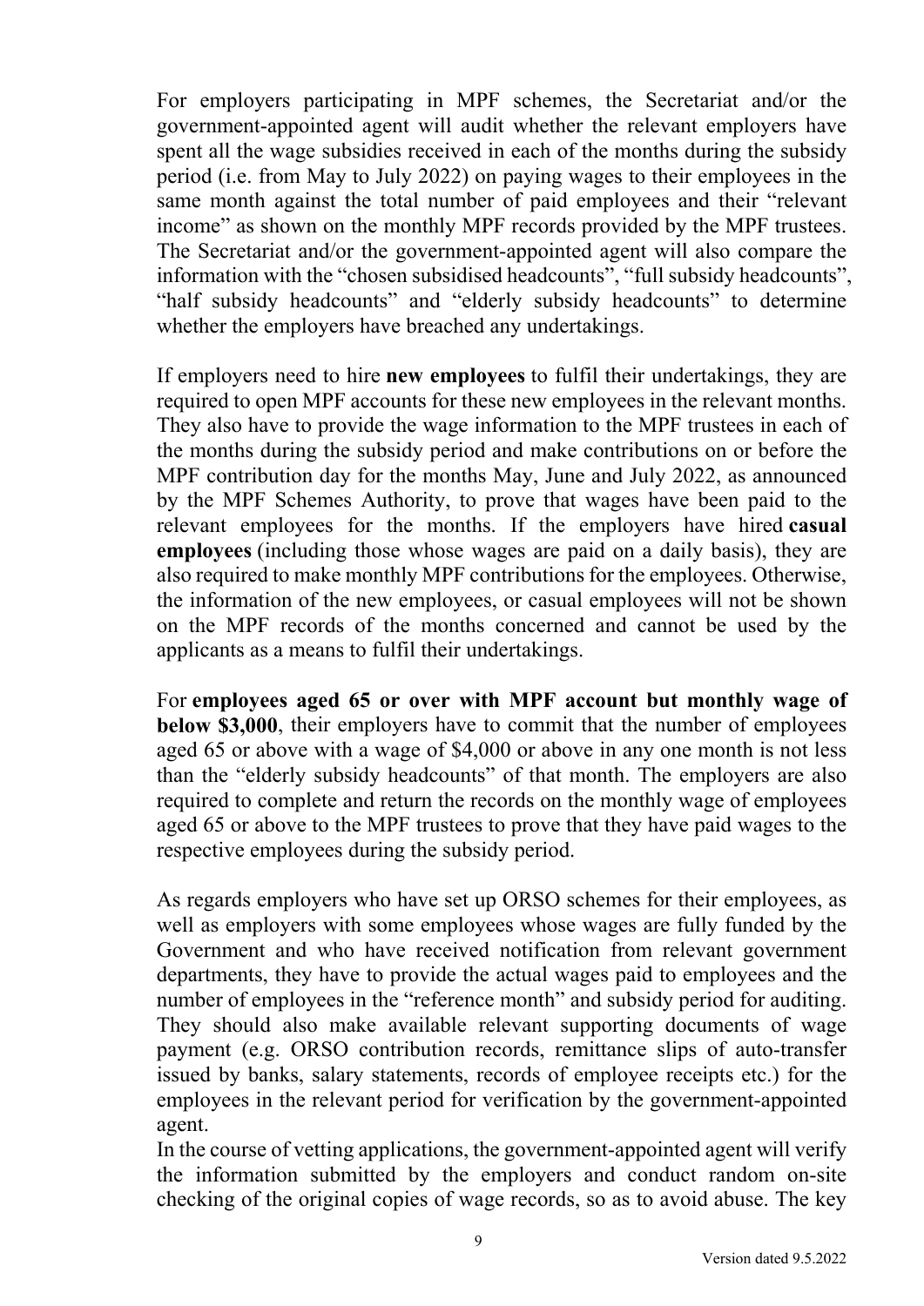For employers participating in MPF schemes, the Secretariat and/or the government-appointed agent will audit whether the relevant employers have spent all the wage subsidies received in each of the months during the subsidy period (i.e. from May to July 2022) on paying wages to their employees in the same month against the total number of paid employees and their "relevant income" as shown on the monthly MPF records provided by the MPF trustees. The Secretariat and/or the government-appointed agent will also compare the information with the "chosen subsidised headcounts", "full subsidy headcounts", "half subsidy headcounts" and "elderly subsidy headcounts" to determine whether the employers have breached any undertakings.

If employers need to hire **new employees** to fulfil their undertakings, they are required to open MPF accounts for these new employees in the relevant months. They also have to provide the wage information to the MPF trustees in each of the months during the subsidy period and make contributions on or before the MPF contribution day for the months May, June and July 2022, as announced by the MPF Schemes Authority, to prove that wages have been paid to the relevant employees for the months. If the employers have hired **casual employees** (including those whose wages are paid on a daily basis), they are also required to make monthly MPF contributions for the employees. Otherwise, the information of the new employees, or casual employees will not be shown on the MPF records of the months concerned and cannot be used by the applicants as a means to fulfil their undertakings.

For **employees aged 65 or over with MPF account but monthly wage of below $3,000**, their employers have to commit that the number of employees aged 65 or above with a wage of $4,000 or above in any one month is not less than the "elderly subsidy headcounts" of that month. The employers are also required to complete and return the records on the monthly wage of employees aged 65 or above to the MPF trustees to prove that they have paid wages to the respective employees during the subsidy period.

As regards employers who have set up ORSO schemes for their employees, as well as employers with some employees whose wages are fully funded by the Government and who have received notification from relevant government departments, they have to provide the actual wages paid to employees and the number of employees in the "reference month" and subsidy period for auditing. They should also make available relevant supporting documents of wage payment (e.g. ORSO contribution records, remittance slips of auto-transfer issued by banks, salary statements, records of employee receipts etc.) for the employees in the relevant period for verification by the government-appointed agent.

In the course of vetting applications, the government-appointed agent will verify the information submitted by the employers and conduct random on-site checking of the original copies of wage records, so as to avoid abuse. The key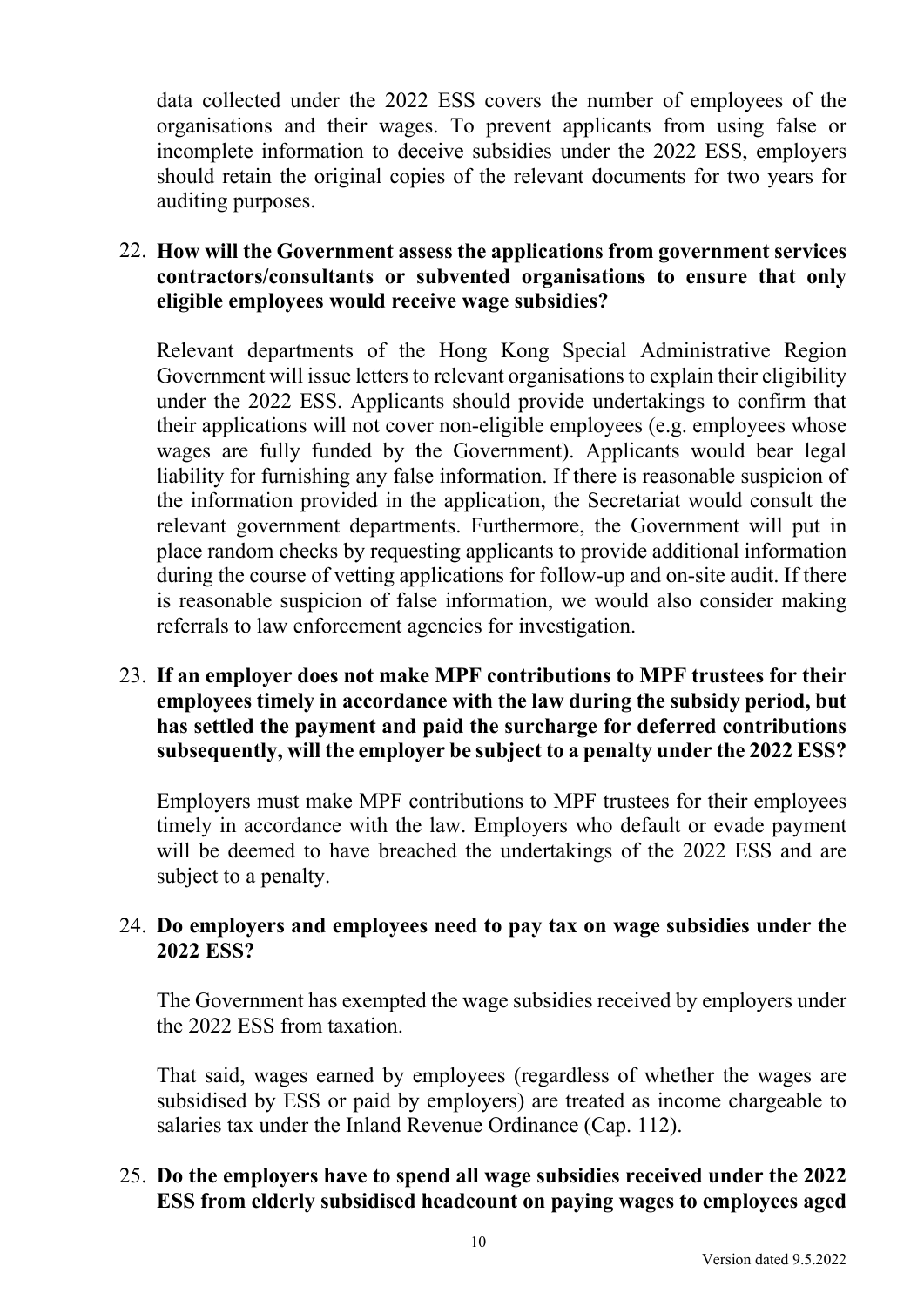data collected under the 2022 ESS covers the number of employees of the organisations and their wages. To prevent applicants from using false or incomplete information to deceive subsidies under the 2022 ESS, employers should retain the original copies of the relevant documents for two years for auditing purposes.

22. **How will the Government assess the applications from government services contractors/consultants or subvented organisations to ensure that only eligible employees would receive wage subsidies?**

    Relevant departments of the Hong Kong Special Administrative Region Government will issue letters to relevant organisations to explain their eligibility under the 2022 ESS. Applicants should provide undertakings to confirm that their applications will not cover non-eligible employees (e.g. employees whose wages are fully funded by the Government). Applicants would bear legal liability for furnishing any false information. If there is reasonable suspicion of the information provided in the application, the Secretariat would consult the relevant government departments. Furthermore, the Government will put in place random checks by requesting applicants to provide additional information during the course of vetting applications for follow-up and on-site audit. If there is reasonable suspicion of false information, we would also consider making referrals to law enforcement agencies for investigation.

23. **If an employer does not make MPF contributions to MPF trustees for their employees timely in accordance with the law during the subsidy period, but has settled the payment and paid the surcharge for deferred contributions subsequently, will the employer be subject to a penalty under the 2022 ESS?**

    Employers must make MPF contributions to MPF trustees for their employees timely in accordance with the law. Employers who default or evade payment will be deemed to have breached the undertakings of the 2022 ESS and are subject to a penalty.

24. **Do employers and employees need to pay tax on wage subsidies under the 2022 ESS?**

    The Government has exempted the wage subsidies received by employers under the 2022 ESS from taxation.

    That said, wages earned by employees (regardless of whether the wages are subsidised by ESS or paid by employers) are treated as income chargeable to salaries tax under the Inland Revenue Ordinance (Cap. 112).

25. **Do the employers have to spend all wage subsidies received under the 2022 ESS from elderly subsidised headcount on paying wages to employees aged**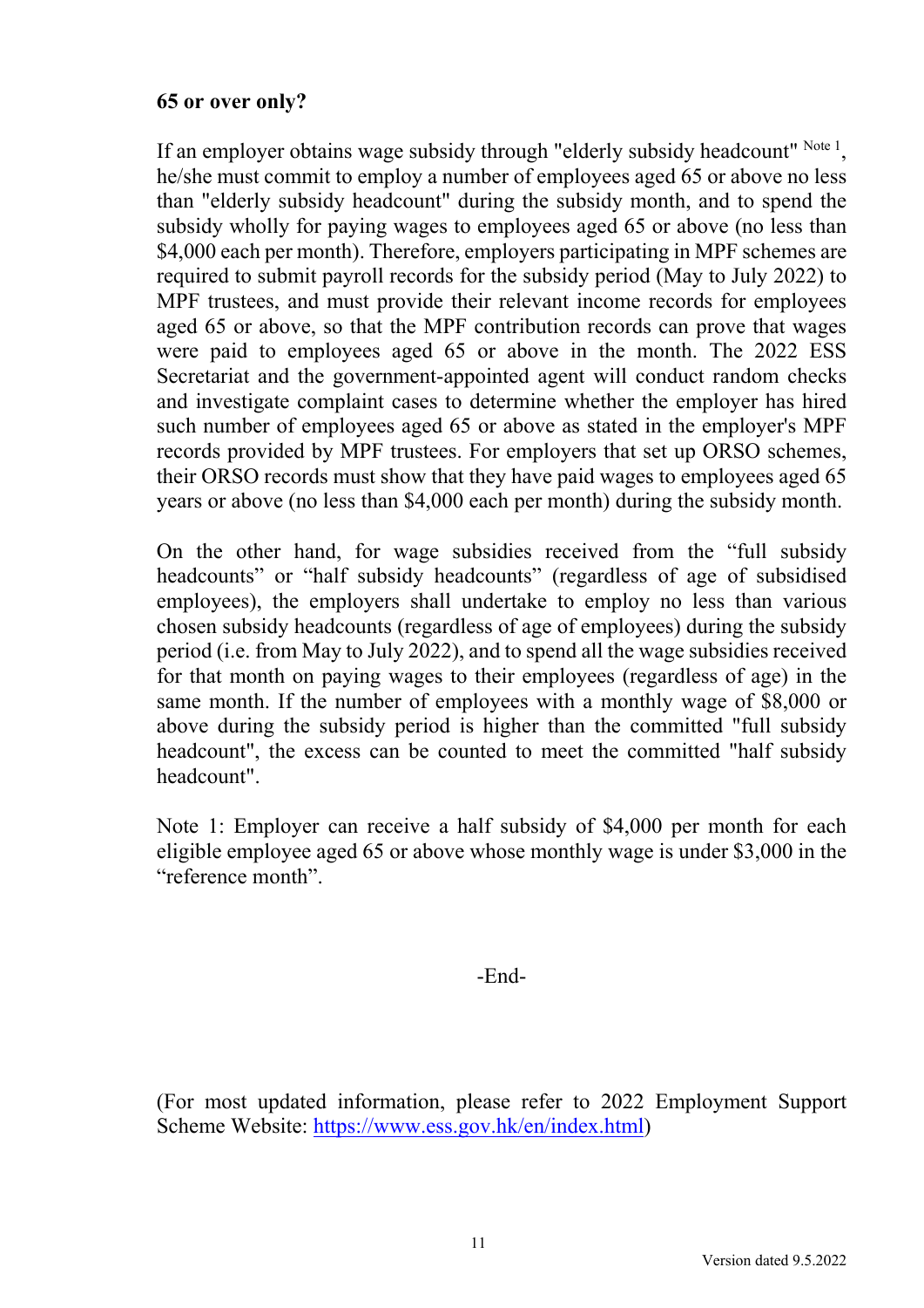**65 or over only?**

If an employer obtains wage subsidy through "elderly subsidy headcount" [Note 1], he/she must commit to employ a number of employees aged 65 or above no less than "elderly subsidy headcount" during the subsidy month, and to spend the subsidy wholly for paying wages to employees aged 65 or above (no less than $4,000 each per month). Therefore, employers participating in MPF schemes are required to submit payroll records for the subsidy period (May to July 2022) to MPF trustees, and must provide their relevant income records for employees aged 65 or above, so that the MPF contribution records can prove that wages were paid to employees aged 65 or above in the month. The 2022 ESS Secretariat and the government-appointed agent will conduct random checks and investigate complaint cases to determine whether the employer has hired such number of employees aged 65 or above as stated in the employer's MPF records provided by MPF trustees. For employers that set up ORSO schemes, their ORSO records must show that they have paid wages to employees aged 65 years or above (no less than $4,000 each per month) during the subsidy month.

On the other hand, for wage subsidies received from the "full subsidy headcounts" or "half subsidy headcounts" (regardless of age of subsidised employees), the employers shall undertake to employ no less than various chosen subsidy headcounts (regardless of age of employees) during the subsidy period (i.e. from May to July 2022), and to spend all the wage subsidies received for that month on paying wages to their employees (regardless of age) in the same month. If the number of employees with a monthly wage of $8,000 or above during the subsidy period is higher than the committed "full subsidy headcount", the excess can be counted to meet the committed "half subsidy headcount".

Note 1: Employer can receive a half subsidy of $4,000 per month for each eligible employee aged 65 or above whose monthly wage is under $3,000 in the "reference month".

-End-

(For most updated information, please refer to 2022 Employment Support Scheme Website: https://www.ess.gov.hk/en/index.html)

Version dated 9.5.2022